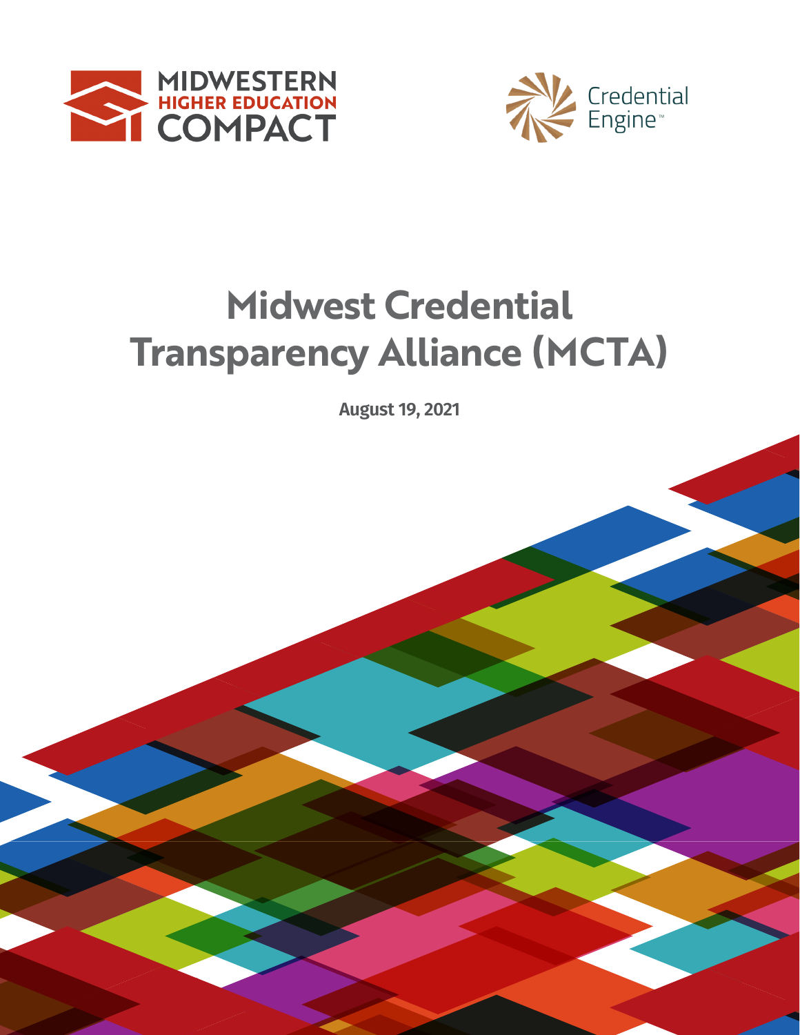MIDWESTERN HIGHER EDUCATION COMPACT

Credential Engine™

# Midwest Credential Transparency Alliance (MCTA)

**August 19, 2021**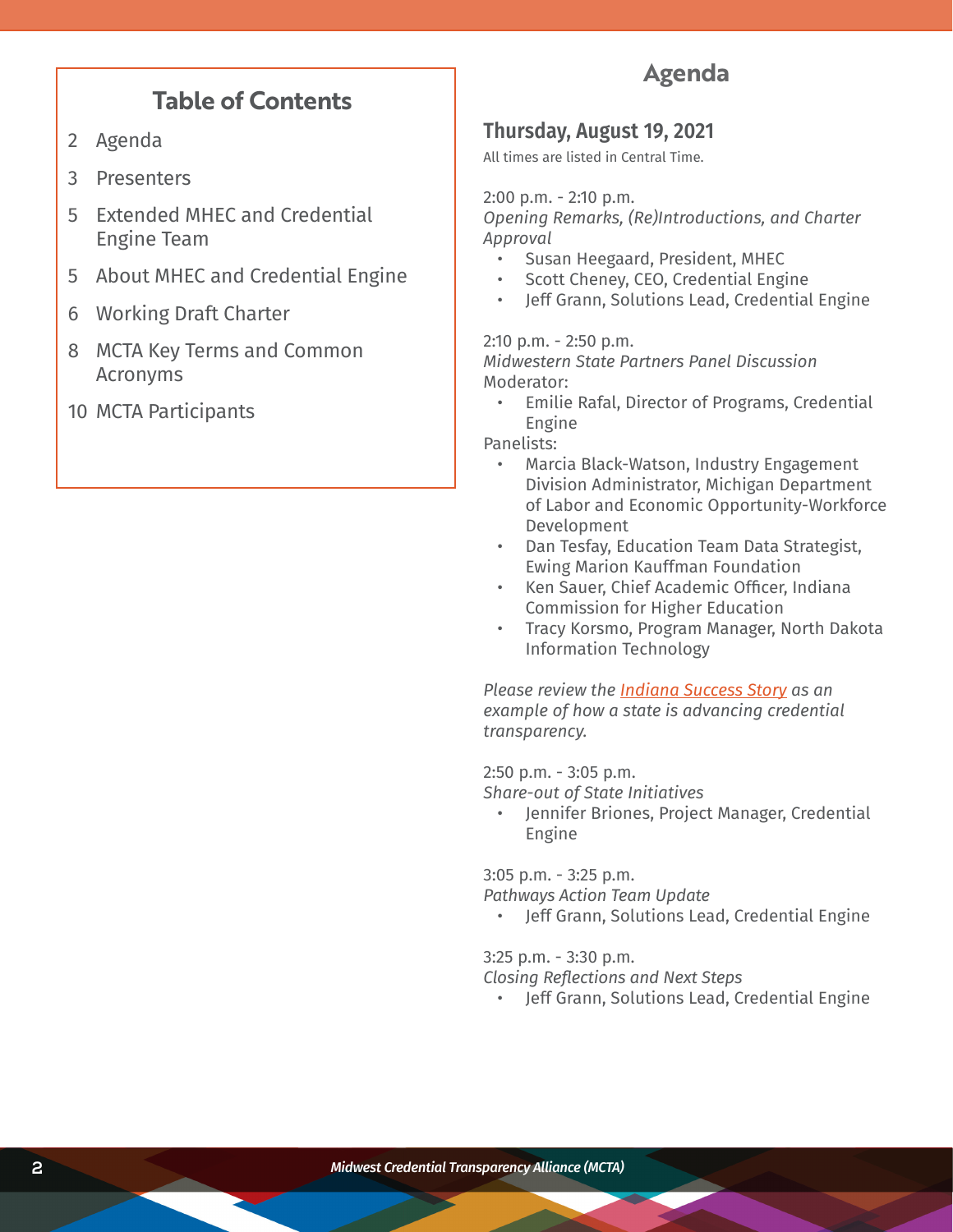## Table of Contents

2 Agenda

3 Presenters

5 Extended MHEC and Credential Engine Team

5 About MHEC and Credential Engine

6 Working Draft Charter

8 MCTA Key Terms and Common Acronyms

10 MCTA Participants

# Agenda

## Thursday, August 19, 2021

All times are listed in Central Time.

2:00 p.m. - 2:10 p.m.
*Opening Remarks, (Re)Introductions, and Charter Approval*

- Susan Heegaard, President, MHEC
- Scott Cheney, CEO, Credential Engine
- Jeff Grann, Solutions Lead, Credential Engine

2:10 p.m. - 2:50 p.m.
*Midwestern State Partners Panel Discussion*
Moderator:

- Emilie Rafal, Director of Programs, Credential Engine

Panelists:

- Marcia Black-Watson, Industry Engagement Division Administrator, Michigan Department of Labor and Economic Opportunity-Workforce Development
- Dan Tesfay, Education Team Data Strategist, Ewing Marion Kauffman Foundation
- Ken Sauer, Chief Academic Officer, Indiana Commission for Higher Education
- Tracy Korsmo, Program Manager, North Dakota Information Technology

*Please review the Indiana Success Story as an example of how a state is advancing credential transparency.*

2:50 p.m. - 3:05 p.m.
*Share-out of State Initiatives*

- Jennifer Briones, Project Manager, Credential Engine

3:05 p.m. - 3:25 p.m.
*Pathways Action Team Update*

- Jeff Grann, Solutions Lead, Credential Engine

3:25 p.m. - 3:30 p.m.
*Closing Reflections and Next Steps*

- Jeff Grann, Solutions Lead, Credential Engine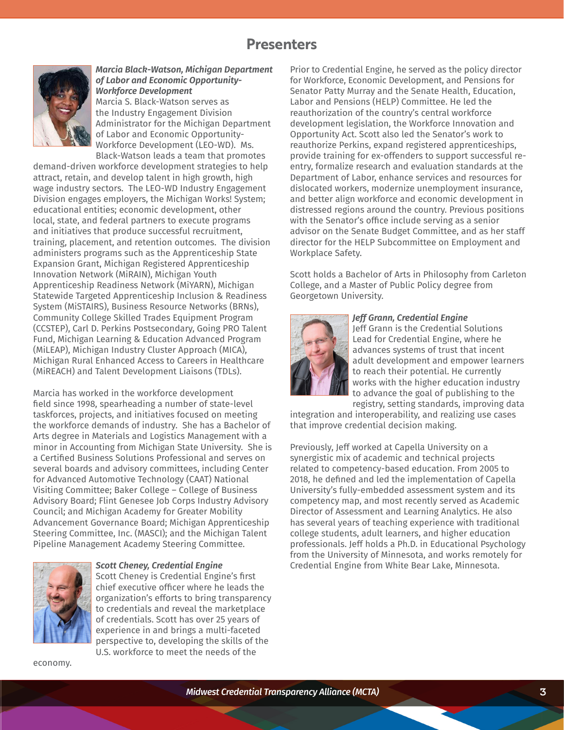# Presenters

***Marcia Black-Watson, Michigan Department of Labor and Economic Opportunity-Workforce Development***

Marcia S. Black-Watson serves as the Industry Engagement Division Administrator for the Michigan Department of Labor and Economic Opportunity-Workforce Development (LEO-WD). Ms. Black-Watson leads a team that promotes demand-driven workforce development strategies to help attract, retain, and develop talent in high growth, high wage industry sectors. The LEO-WD Industry Engagement Division engages employers, the Michigan Works! System; educational entities; economic development, other local, state, and federal partners to execute programs and initiatives that produce successful recruitment, training, placement, and retention outcomes. The division administers programs such as the Apprenticeship State Expansion Grant, Michigan Registered Apprenticeship Innovation Network (MiRAIN), Michigan Youth Apprenticeship Readiness Network (MiYARN), Michigan Statewide Targeted Apprenticeship Inclusion & Readiness System (MiSTAIRS), Business Resource Networks (BRNs), Community College Skilled Trades Equipment Program (CCSTEP), Carl D. Perkins Postsecondary, Going PRO Talent Fund, Michigan Learning & Education Advanced Program (MiLEAP), Michigan Industry Cluster Approach (MICA), Michigan Rural Enhanced Access to Careers in Healthcare (MiREACH) and Talent Development Liaisons (TDLs).

Marcia has worked in the workforce development field since 1998, spearheading a number of state-level taskforces, projects, and initiatives focused on meeting the workforce demands of industry. She has a Bachelor of Arts degree in Materials and Logistics Management with a minor in Accounting from Michigan State University. She is a Certified Business Solutions Professional and serves on several boards and advisory committees, including Center for Advanced Automotive Technology (CAAT) National Visiting Committee; Baker College – College of Business Advisory Board; Flint Genesee Job Corps Industry Advisory Council; and Michigan Academy for Greater Mobility Advancement Governance Board; Michigan Apprenticeship Steering Committee, Inc. (MASCI); and the Michigan Talent Pipeline Management Academy Steering Committee.

***Scott Cheney, Credential Engine***

Scott Cheney is Credential Engine's first chief executive officer where he leads the organization's efforts to bring transparency to credentials and reveal the marketplace of credentials. Scott has over 25 years of experience in and brings a multi-faceted perspective to, developing the skills of the U.S. workforce to meet the needs of the economy.

Prior to Credential Engine, he served as the policy director for Workforce, Economic Development, and Pensions for Senator Patty Murray and the Senate Health, Education, Labor and Pensions (HELP) Committee. He led the reauthorization of the country's central workforce development legislation, the Workforce Innovation and Opportunity Act. Scott also led the Senator's work to reauthorize Perkins, expand registered apprenticeships, provide training for ex-offenders to support successful re-entry, formalize research and evaluation standards at the Department of Labor, enhance services and resources for dislocated workers, modernize unemployment insurance, and better align workforce and economic development in distressed regions around the country. Previous positions with the Senator's office include serving as a senior advisor on the Senate Budget Committee, and as her staff director for the HELP Subcommittee on Employment and Workplace Safety.

Scott holds a Bachelor of Arts in Philosophy from Carleton College, and a Master of Public Policy degree from Georgetown University.

***Jeff Grann, Credential Engine***

Jeff Grann is the Credential Solutions Lead for Credential Engine, where he advances systems of trust that incent adult development and empower learners to reach their potential. He currently works with the higher education industry to advance the goal of publishing to the registry, setting standards, improving data integration and interoperability, and realizing use cases that improve credential decision making.

Previously, Jeff worked at Capella University on a synergistic mix of academic and technical projects related to competency-based education. From 2005 to 2018, he defined and led the implementation of Capella University's fully-embedded assessment system and its competency map, and most recently served as Academic Director of Assessment and Learning Analytics. He also has several years of teaching experience with traditional college students, adult learners, and higher education professionals. Jeff holds a Ph.D. in Educational Psychology from the University of Minnesota, and works remotely for Credential Engine from White Bear Lake, Minnesota.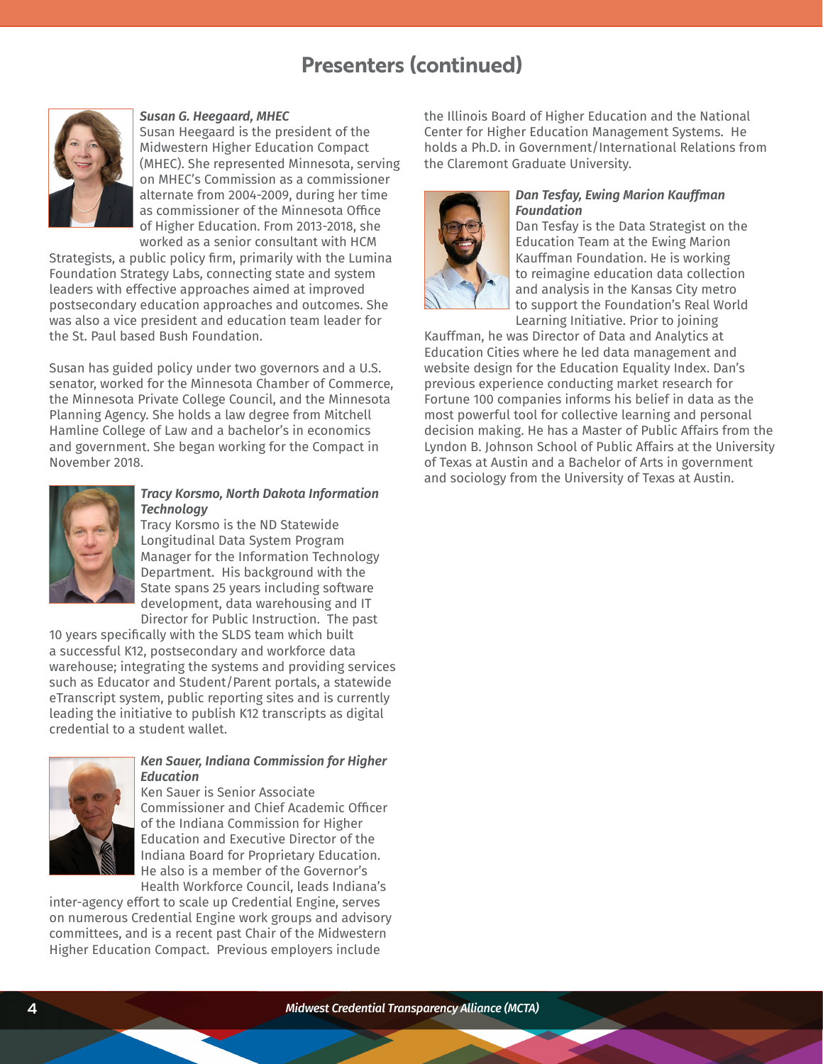## Presenters (continued)

***Susan G. Heegaard, MHEC***

Susan Heegaard is the president of the Midwestern Higher Education Compact (MHEC). She represented Minnesota, serving on MHEC's Commission as a commissioner alternate from 2004-2009, during her time as commissioner of the Minnesota Office of Higher Education. From 2013-2018, she worked as a senior consultant with HCM Strategists, a public policy firm, primarily with the Lumina Foundation Strategy Labs, connecting state and system leaders with effective approaches aimed at improved postsecondary education approaches and outcomes. She was also a vice president and education team leader for the St. Paul based Bush Foundation.

Susan has guided policy under two governors and a U.S. senator, worked for the Minnesota Chamber of Commerce, the Minnesota Private College Council, and the Minnesota Planning Agency. She holds a law degree from Mitchell Hamline College of Law and a bachelor's in economics and government. She began working for the Compact in November 2018.

***Tracy Korsmo, North Dakota Information Technology***

Tracy Korsmo is the ND Statewide Longitudinal Data System Program Manager for the Information Technology Department. His background with the State spans 25 years including software development, data warehousing and IT Director for Public Instruction. The past 10 years specifically with the SLDS team which built a successful K12, postsecondary and workforce data warehouse; integrating the systems and providing services such as Educator and Student/Parent portals, a statewide eTranscript system, public reporting sites and is currently leading the initiative to publish K12 transcripts as digital credential to a student wallet.

***Ken Sauer, Indiana Commission for Higher Education***

Ken Sauer is Senior Associate Commissioner and Chief Academic Officer of the Indiana Commission for Higher Education and Executive Director of the Indiana Board for Proprietary Education. He also is a member of the Governor's Health Workforce Council, leads Indiana's inter-agency effort to scale up Credential Engine, serves on numerous Credential Engine work groups and advisory committees, and is a recent past Chair of the Midwestern Higher Education Compact. Previous employers include the Illinois Board of Higher Education and the National Center for Higher Education Management Systems. He holds a Ph.D. in Government/International Relations from the Claremont Graduate University.

***Dan Tesfay, Ewing Marion Kauffman Foundation***

Dan Tesfay is the Data Strategist on the Education Team at the Ewing Marion Kauffman Foundation. He is working to reimagine education data collection and analysis in the Kansas City metro to support the Foundation's Real World Learning Initiative. Prior to joining Kauffman, he was Director of Data and Analytics at Education Cities where he led data management and website design for the Education Equality Index. Dan's previous experience conducting market research for Fortune 100 companies informs his belief in data as the most powerful tool for collective learning and personal decision making. He has a Master of Public Affairs from the Lyndon B. Johnson School of Public Affairs at the University of Texas at Austin and a Bachelor of Arts in government and sociology from the University of Texas at Austin.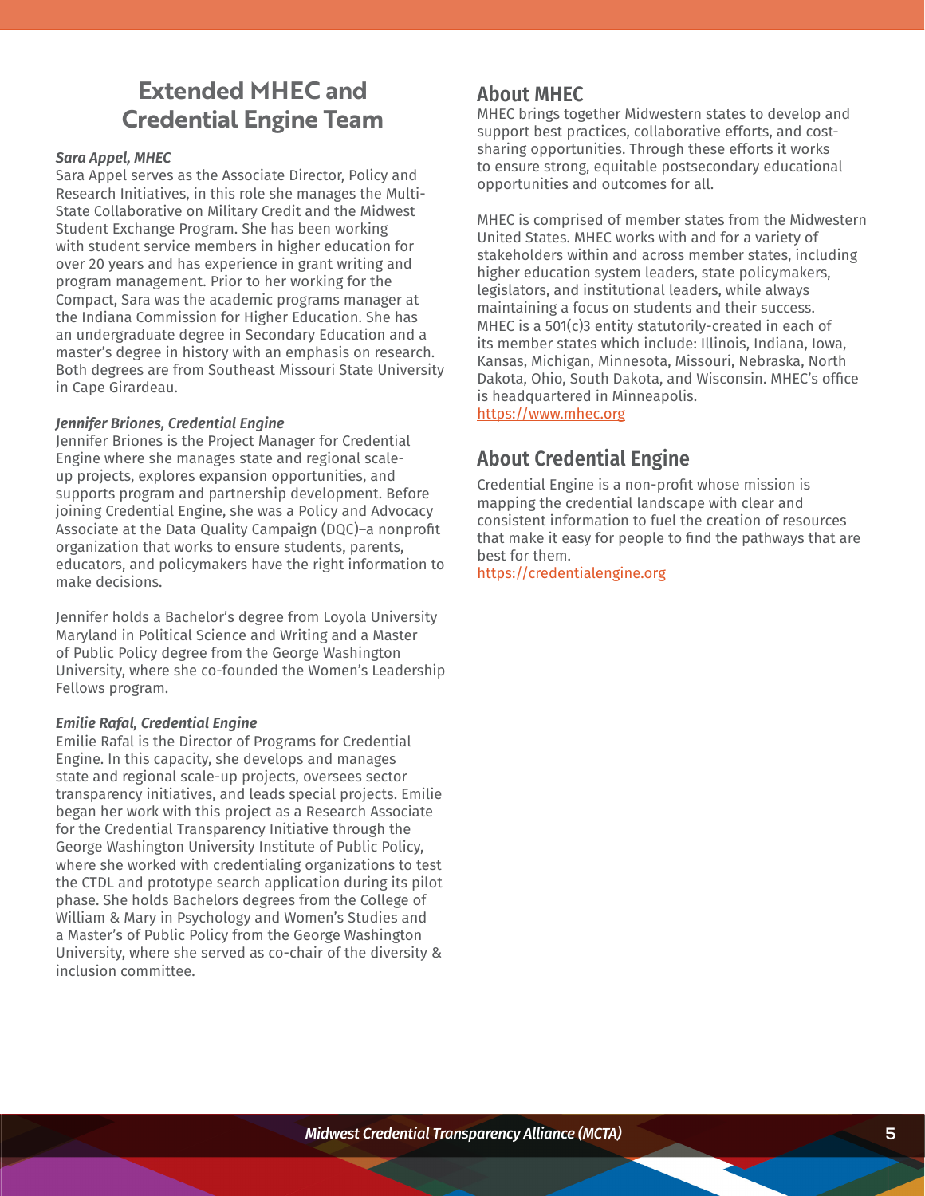## Extended MHEC and Credential Engine Team

***Sara Appel, MHEC***

Sara Appel serves as the Associate Director, Policy and Research Initiatives, in this role she manages the Multi-State Collaborative on Military Credit and the Midwest Student Exchange Program. She has been working with student service members in higher education for over 20 years and has experience in grant writing and program management. Prior to her working for the Compact, Sara was the academic programs manager at the Indiana Commission for Higher Education. She has an undergraduate degree in Secondary Education and a master's degree in history with an emphasis on research. Both degrees are from Southeast Missouri State University in Cape Girardeau.

***Jennifer Briones, Credential Engine***

Jennifer Briones is the Project Manager for Credential Engine where she manages state and regional scale-up projects, explores expansion opportunities, and supports program and partnership development. Before joining Credential Engine, she was a Policy and Advocacy Associate at the Data Quality Campaign (DQC)–a nonprofit organization that works to ensure students, parents, educators, and policymakers have the right information to make decisions.

Jennifer holds a Bachelor's degree from Loyola University Maryland in Political Science and Writing and a Master of Public Policy degree from the George Washington University, where she co-founded the Women's Leadership Fellows program.

***Emilie Rafal, Credential Engine***

Emilie Rafal is the Director of Programs for Credential Engine. In this capacity, she develops and manages state and regional scale-up projects, oversees sector transparency initiatives, and leads special projects. Emilie began her work with this project as a Research Associate for the Credential Transparency Initiative through the George Washington University Institute of Public Policy, where she worked with credentialing organizations to test the CTDL and prototype search application during its pilot phase. She holds Bachelors degrees from the College of William & Mary in Psychology and Women's Studies and a Master's of Public Policy from the George Washington University, where she served as co-chair of the diversity & inclusion committee.

## About MHEC

MHEC brings together Midwestern states to develop and support best practices, collaborative efforts, and cost-sharing opportunities. Through these efforts it works to ensure strong, equitable postsecondary educational opportunities and outcomes for all.

MHEC is comprised of member states from the Midwestern United States. MHEC works with and for a variety of stakeholders within and across member states, including higher education system leaders, state policymakers, legislators, and institutional leaders, while always maintaining a focus on students and their success. MHEC is a 501(c)3 entity statutorily-created in each of its member states which include: Illinois, Indiana, Iowa, Kansas, Michigan, Minnesota, Missouri, Nebraska, North Dakota, Ohio, South Dakota, and Wisconsin. MHEC's office is headquartered in Minneapolis.
https://www.mhec.org

## About Credential Engine

Credential Engine is a non-profit whose mission is mapping the credential landscape with clear and consistent information to fuel the creation of resources that make it easy for people to find the pathways that are best for them.
https://credentialengine.org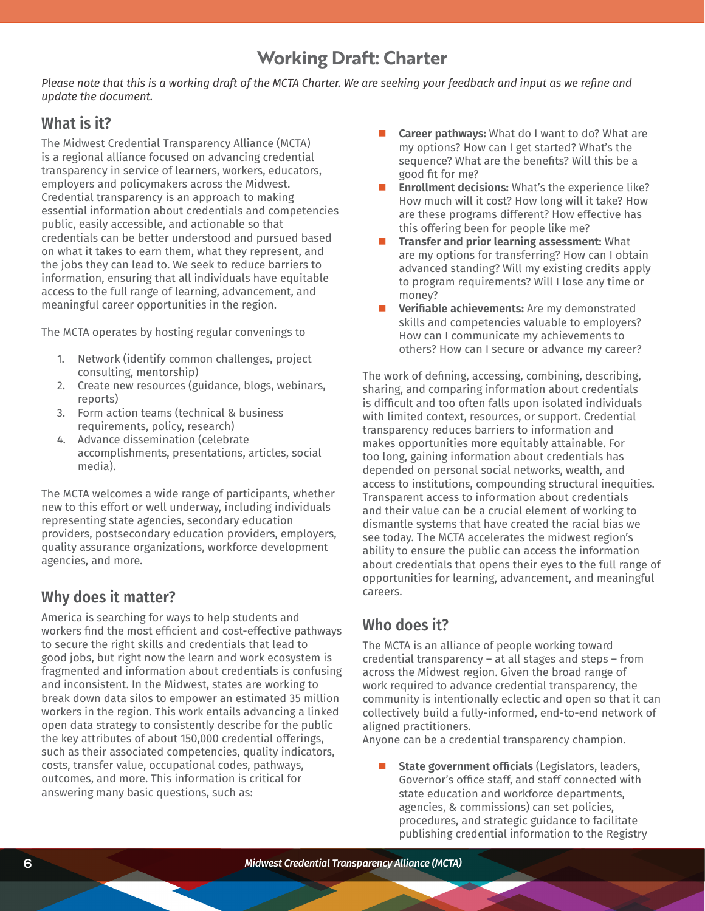# Working Draft: Charter

*Please note that this is a working draft of the MCTA Charter. We are seeking your feedback and input as we refine and update the document.*

## What is it?

The Midwest Credential Transparency Alliance (MCTA) is a regional alliance focused on advancing credential transparency in service of learners, workers, educators, employers and policymakers across the Midwest. Credential transparency is an approach to making essential information about credentials and competencies public, easily accessible, and actionable so that credentials can be better understood and pursued based on what it takes to earn them, what they represent, and the jobs they can lead to. We seek to reduce barriers to information, ensuring that all individuals have equitable access to the full range of learning, advancement, and meaningful career opportunities in the region.

The MCTA operates by hosting regular convenings to

1. Network (identify common challenges, project consulting, mentorship)
2. Create new resources (guidance, blogs, webinars, reports)
3. Form action teams (technical & business requirements, policy, research)
4. Advance dissemination (celebrate accomplishments, presentations, articles, social media).

The MCTA welcomes a wide range of participants, whether new to this effort or well underway, including individuals representing state agencies, secondary education providers, postsecondary education providers, employers, quality assurance organizations, workforce development agencies, and more.

## Why does it matter?

America is searching for ways to help students and workers find the most efficient and cost-effective pathways to secure the right skills and credentials that lead to good jobs, but right now the learn and work ecosystem is fragmented and information about credentials is confusing and inconsistent. In the Midwest, states are working to break down data silos to empower an estimated 35 million workers in the region. This work entails advancing a linked open data strategy to consistently describe for the public the key attributes of about 150,000 credential offerings, such as their associated competencies, quality indicators, costs, transfer value, occupational codes, pathways, outcomes, and more. This information is critical for answering many basic questions, such as:

- **Career pathways:** What do I want to do? What are my options? How can I get started? What's the sequence? What are the benefits? Will this be a good fit for me?
- **Enrollment decisions:** What's the experience like? How much will it cost? How long will it take? How are these programs different? How effective has this offering been for people like me?
- **Transfer and prior learning assessment:** What are my options for transferring? How can I obtain advanced standing? Will my existing credits apply to program requirements? Will I lose any time or money?
- **Verifiable achievements:** Are my demonstrated skills and competencies valuable to employers? How can I communicate my achievements to others? How can I secure or advance my career?

The work of defining, accessing, combining, describing, sharing, and comparing information about credentials is difficult and too often falls upon isolated individuals with limited context, resources, or support. Credential transparency reduces barriers to information and makes opportunities more equitably attainable. For too long, gaining information about credentials has depended on personal social networks, wealth, and access to institutions, compounding structural inequities. Transparent access to information about credentials and their value can be a crucial element of working to dismantle systems that have created the racial bias we see today. The MCTA accelerates the midwest region's ability to ensure the public can access the information about credentials that opens their eyes to the full range of opportunities for learning, advancement, and meaningful careers.

## Who does it?

The MCTA is an alliance of people working toward credential transparency – at all stages and steps – from across the Midwest region. Given the broad range of work required to advance credential transparency, the community is intentionally eclectic and open so that it can collectively build a fully-informed, end-to-end network of aligned practitioners.
Anyone can be a credential transparency champion.

- **State government officials** (Legislators, leaders, Governor's office staff, and staff connected with state education and workforce departments, agencies, & commissions) can set policies, procedures, and strategic guidance to facilitate publishing credential information to the Registry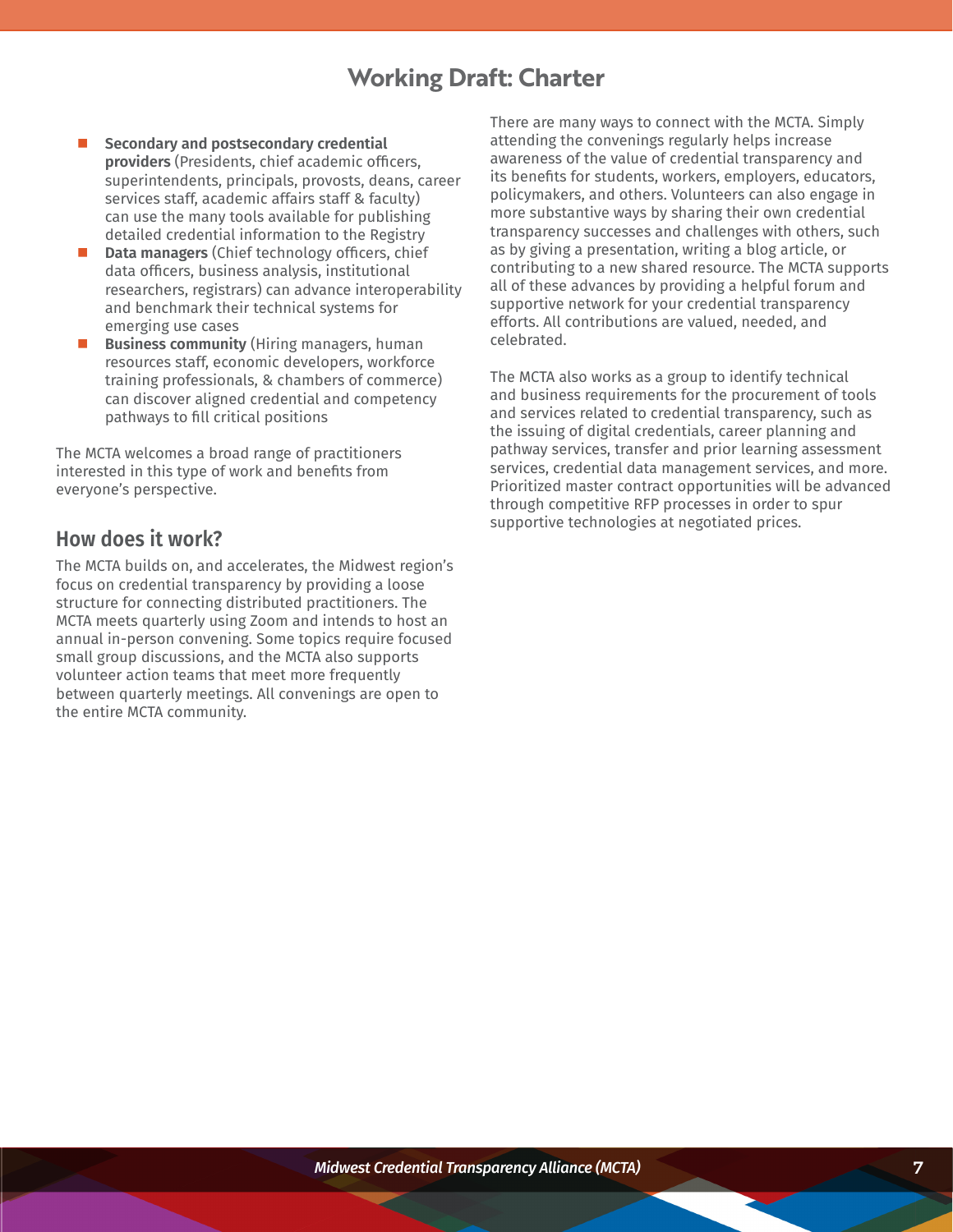- **Secondary and postsecondary credential providers** (Presidents, chief academic officers, superintendents, principals, provosts, deans, career services staff, academic affairs staff & faculty) can use the many tools available for publishing detailed credential information to the Registry
- **Data managers** (Chief technology officers, chief data officers, business analysis, institutional researchers, registrars) can advance interoperability and benchmark their technical systems for emerging use cases
- **Business community** (Hiring managers, human resources staff, economic developers, workforce training professionals, & chambers of commerce) can discover aligned credential and competency pathways to fill critical positions

The MCTA welcomes a broad range of practitioners interested in this type of work and benefits from everyone's perspective.

## How does it work?

The MCTA builds on, and accelerates, the Midwest region's focus on credential transparency by providing a loose structure for connecting distributed practitioners. The MCTA meets quarterly using Zoom and intends to host an annual in-person convening. Some topics require focused small group discussions, and the MCTA also supports volunteer action teams that meet more frequently between quarterly meetings. All convenings are open to the entire MCTA community.

There are many ways to connect with the MCTA. Simply attending the convenings regularly helps increase awareness of the value of credential transparency and its benefits for students, workers, employers, educators, policymakers, and others. Volunteers can also engage in more substantive ways by sharing their own credential transparency successes and challenges with others, such as by giving a presentation, writing a blog article, or contributing to a new shared resource. The MCTA supports all of these advances by providing a helpful forum and supportive network for your credential transparency efforts. All contributions are valued, needed, and celebrated.

The MCTA also works as a group to identify technical and business requirements for the procurement of tools and services related to credential transparency, such as the issuing of digital credentials, career planning and pathway services, transfer and prior learning assessment services, credential data management services, and more. Prioritized master contract opportunities will be advanced through competitive RFP processes in order to spur supportive technologies at negotiated prices.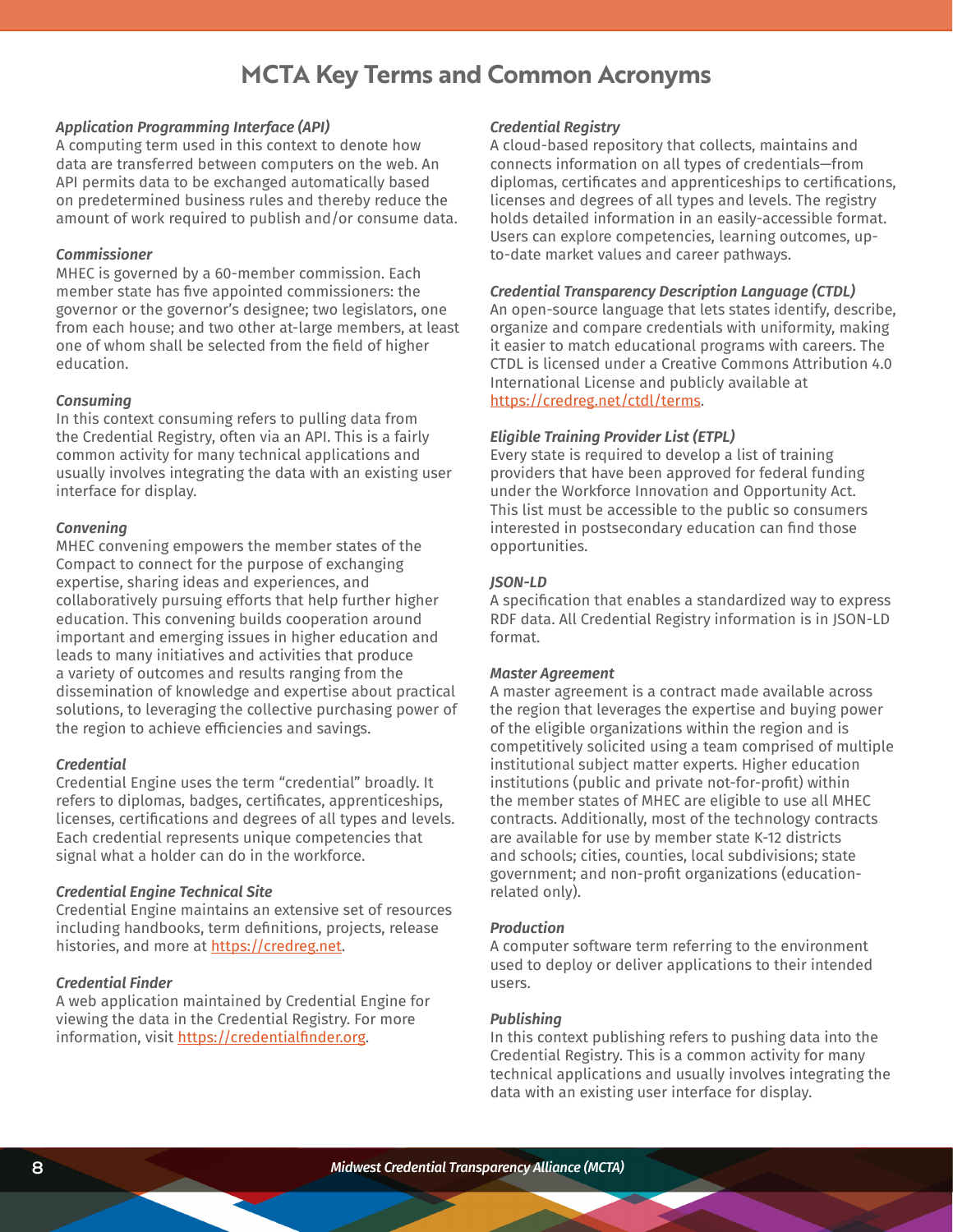# MCTA Key Terms and Common Acronyms

***Application Programming Interface (API)***
A computing term used in this context to denote how data are transferred between computers on the web. An API permits data to be exchanged automatically based on predetermined business rules and thereby reduce the amount of work required to publish and/or consume data.

***Commissioner***
MHEC is governed by a 60-member commission. Each member state has five appointed commissioners: the governor or the governor's designee; two legislators, one from each house; and two other at-large members, at least one of whom shall be selected from the field of higher education.

***Consuming***
In this context consuming refers to pulling data from the Credential Registry, often via an API. This is a fairly common activity for many technical applications and usually involves integrating the data with an existing user interface for display.

***Convening***
MHEC convening empowers the member states of the Compact to connect for the purpose of exchanging expertise, sharing ideas and experiences, and collaboratively pursuing efforts that help further higher education. This convening builds cooperation around important and emerging issues in higher education and leads to many initiatives and activities that produce a variety of outcomes and results ranging from the dissemination of knowledge and expertise about practical solutions, to leveraging the collective purchasing power of the region to achieve efficiencies and savings.

***Credential***
Credential Engine uses the term "credential" broadly. It refers to diplomas, badges, certificates, apprenticeships, licenses, certifications and degrees of all types and levels. Each credential represents unique competencies that signal what a holder can do in the workforce.

***Credential Engine Technical Site***
Credential Engine maintains an extensive set of resources including handbooks, term definitions, projects, release histories, and more at https://credreg.net.

***Credential Finder***
A web application maintained by Credential Engine for viewing the data in the Credential Registry. For more information, visit https://credentialfinder.org.

***Credential Registry***
A cloud-based repository that collects, maintains and connects information on all types of credentials—from diplomas, certificates and apprenticeships to certifications, licenses and degrees of all types and levels. The registry holds detailed information in an easily-accessible format. Users can explore competencies, learning outcomes, up-to-date market values and career pathways.

***Credential Transparency Description Language (CTDL)***
An open-source language that lets states identify, describe, organize and compare credentials with uniformity, making it easier to match educational programs with careers. The CTDL is licensed under a Creative Commons Attribution 4.0 International License and publicly available at https://credreg.net/ctdl/terms.

***Eligible Training Provider List (ETPL)***
Every state is required to develop a list of training providers that have been approved for federal funding under the Workforce Innovation and Opportunity Act. This list must be accessible to the public so consumers interested in postsecondary education can find those opportunities.

***JSON-LD***
A specification that enables a standardized way to express RDF data. All Credential Registry information is in JSON-LD format.

***Master Agreement***
A master agreement is a contract made available across the region that leverages the expertise and buying power of the eligible organizations within the region and is competitively solicited using a team comprised of multiple institutional subject matter experts. Higher education institutions (public and private not-for-profit) within the member states of MHEC are eligible to use all MHEC contracts. Additionally, most of the technology contracts are available for use by member state K-12 districts and schools; cities, counties, local subdivisions; state government; and non-profit organizations (education-related only).

***Production***
A computer software term referring to the environment used to deploy or deliver applications to their intended users.

***Publishing***
In this context publishing refers to pushing data into the Credential Registry. This is a common activity for many technical applications and usually involves integrating the data with an existing user interface for display.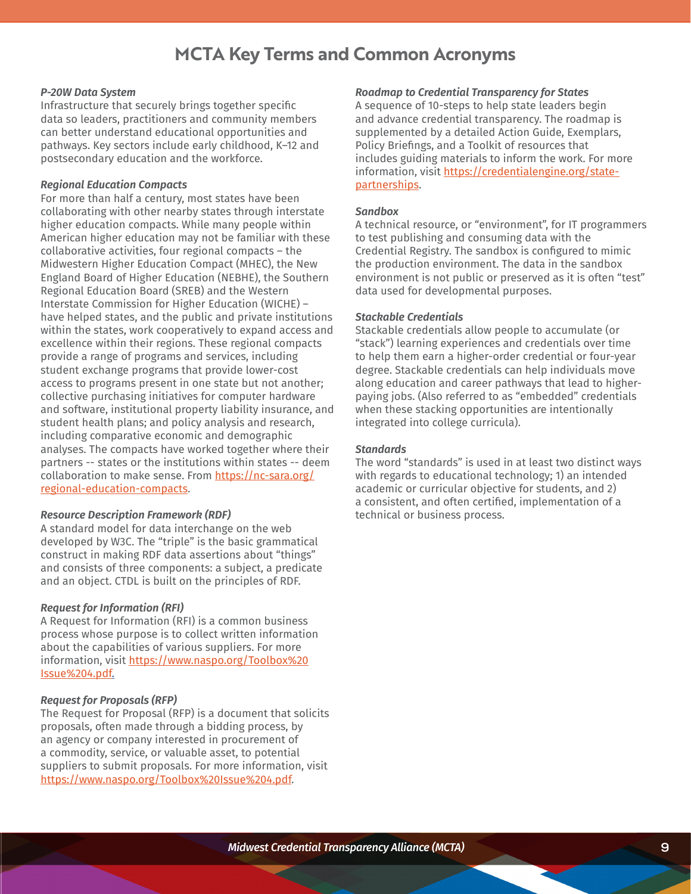## MCTA Key Terms and Common Acronyms

***P-20W Data System***
Infrastructure that securely brings together specific data so leaders, practitioners and community members can better understand educational opportunities and pathways. Key sectors include early childhood, K–12 and postsecondary education and the workforce.

***Regional Education Compacts***
For more than half a century, most states have been collaborating with other nearby states through interstate higher education compacts. While many people within American higher education may not be familiar with these collaborative activities, four regional compacts – the Midwestern Higher Education Compact (MHEC), the New England Board of Higher Education (NEBHE), the Southern Regional Education Board (SREB) and the Western Interstate Commission for Higher Education (WICHE) – have helped states, and the public and private institutions within the states, work cooperatively to expand access and excellence within their regions. These regional compacts provide a range of programs and services, including student exchange programs that provide lower-cost access to programs present in one state but not another; collective purchasing initiatives for computer hardware and software, institutional property liability insurance, and student health plans; and policy analysis and research, including comparative economic and demographic analyses. The compacts have worked together where their partners -- states or the institutions within states -- deem collaboration to make sense. From [https://nc-sara.org/regional-education-compacts](https://nc-sara.org/regional-education-compacts).

***Resource Description Framework (RDF)***
A standard model for data interchange on the web developed by W3C. The "triple" is the basic grammatical construct in making RDF data assertions about "things" and consists of three components: a subject, a predicate and an object. CTDL is built on the principles of RDF.

***Request for Information (RFI)***
A Request for Information (RFI) is a common business process whose purpose is to collect written information about the capabilities of various suppliers. For more information, visit [https://www.naspo.org/Toolbox%20Issue%204.pdf](https://www.naspo.org/Toolbox%20Issue%204.pdf).

***Request for Proposals (RFP)***
The Request for Proposal (RFP) is a document that solicits proposals, often made through a bidding process, by an agency or company interested in procurement of a commodity, service, or valuable asset, to potential suppliers to submit proposals. For more information, visit [https://www.naspo.org/Toolbox%20Issue%204.pdf](https://www.naspo.org/Toolbox%20Issue%204.pdf).

***Roadmap to Credential Transparency for States***
A sequence of 10-steps to help state leaders begin and advance credential transparency. The roadmap is supplemented by a detailed Action Guide, Exemplars, Policy Briefings, and a Toolkit of resources that includes guiding materials to inform the work. For more information, visit [https://credentialengine.org/state-partnerships](https://credentialengine.org/state-partnerships).

***Sandbox***
A technical resource, or "environment", for IT programmers to test publishing and consuming data with the Credential Registry. The sandbox is configured to mimic the production environment. The data in the sandbox environment is not public or preserved as it is often "test" data used for developmental purposes.

***Stackable Credentials***
Stackable credentials allow people to accumulate (or "stack") learning experiences and credentials over time to help them earn a higher-order credential or four-year degree. Stackable credentials can help individuals move along education and career pathways that lead to higher-paying jobs. (Also referred to as "embedded" credentials when these stacking opportunities are intentionally integrated into college curricula).

***Standards***
The word "standards" is used in at least two distinct ways with regards to educational technology; 1) an intended academic or curricular objective for students, and 2) a consistent, and often certified, implementation of a technical or business process.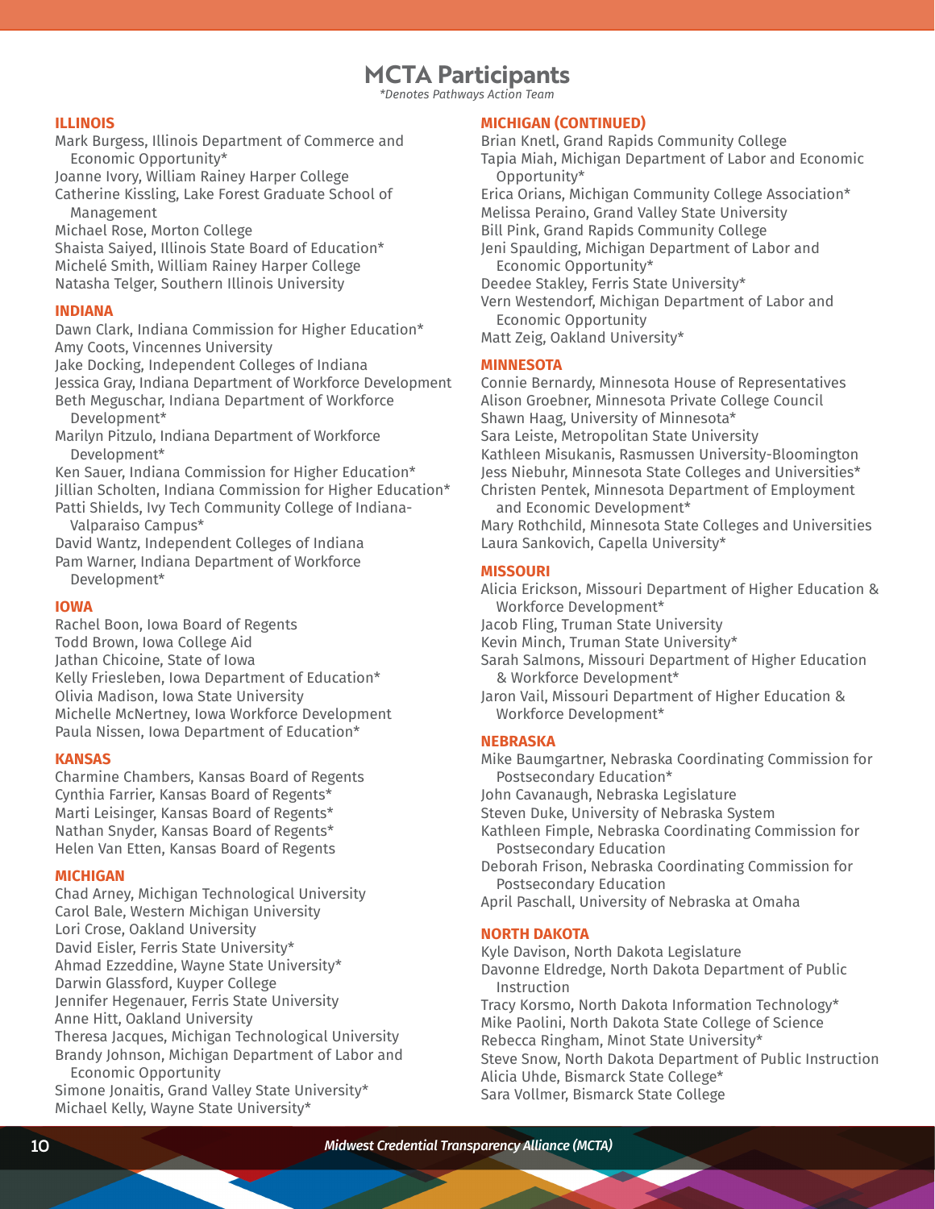# MCTA Participants

*\*Denotes Pathways Action Team*

### ILLINOIS

Mark Burgess, Illinois Department of Commerce and Economic Opportunity*
Joanne Ivory, William Rainey Harper College
Catherine Kissling, Lake Forest Graduate School of Management
Michael Rose, Morton College
Shaista Saiyed, Illinois State Board of Education*
Michelé Smith, William Rainey Harper College
Natasha Telger, Southern Illinois University

### INDIANA

Dawn Clark, Indiana Commission for Higher Education*
Amy Coots, Vincennes University
Jake Docking, Independent Colleges of Indiana
Jessica Gray, Indiana Department of Workforce Development
Beth Meguschar, Indiana Department of Workforce Development*
Marilyn Pitzulo, Indiana Department of Workforce Development*
Ken Sauer, Indiana Commission for Higher Education*
Jillian Scholten, Indiana Commission for Higher Education*
Patti Shields, Ivy Tech Community College of Indiana-Valparaiso Campus*
David Wantz, Independent Colleges of Indiana
Pam Warner, Indiana Department of Workforce Development*

### IOWA

Rachel Boon, Iowa Board of Regents
Todd Brown, Iowa College Aid
Jathan Chicoine, State of Iowa
Kelly Friesleben, Iowa Department of Education*
Olivia Madison, Iowa State University
Michelle McNertney, Iowa Workforce Development
Paula Nissen, Iowa Department of Education*

### KANSAS

Charmine Chambers, Kansas Board of Regents
Cynthia Farrier, Kansas Board of Regents*
Marti Leisinger, Kansas Board of Regents*
Nathan Snyder, Kansas Board of Regents*
Helen Van Etten, Kansas Board of Regents

### MICHIGAN

Chad Arney, Michigan Technological University
Carol Bale, Western Michigan University
Lori Crose, Oakland University
David Eisler, Ferris State University*
Ahmad Ezzeddine, Wayne State University*
Darwin Glassford, Kuyper College
Jennifer Hegenauer, Ferris State University
Anne Hitt, Oakland University
Theresa Jacques, Michigan Technological University
Brandy Johnson, Michigan Department of Labor and Economic Opportunity
Simone Jonaitis, Grand Valley State University*
Michael Kelly, Wayne State University*

### MICHIGAN (CONTINUED)

Brian Knetl, Grand Rapids Community College
Tapia Miah, Michigan Department of Labor and Economic Opportunity*
Erica Orians, Michigan Community College Association*
Melissa Peraino, Grand Valley State University
Bill Pink, Grand Rapids Community College
Jeni Spaulding, Michigan Department of Labor and Economic Opportunity*
Deedee Stakley, Ferris State University*
Vern Westendorf, Michigan Department of Labor and Economic Opportunity
Matt Zeig, Oakland University*

### MINNESOTA

Connie Bernardy, Minnesota House of Representatives
Alison Groebner, Minnesota Private College Council
Shawn Haag, University of Minnesota*
Sara Leiste, Metropolitan State University
Kathleen Misukanis, Rasmussen University-Bloomington
Jess Niebuhr, Minnesota State Colleges and Universities*
Christen Pentek, Minnesota Department of Employment and Economic Development*
Mary Rothchild, Minnesota State Colleges and Universities
Laura Sankovich, Capella University*

### MISSOURI

Alicia Erickson, Missouri Department of Higher Education & Workforce Development*
Jacob Fling, Truman State University
Kevin Minch, Truman State University*
Sarah Salmons, Missouri Department of Higher Education & Workforce Development*
Jaron Vail, Missouri Department of Higher Education & Workforce Development*

### NEBRASKA

Mike Baumgartner, Nebraska Coordinating Commission for Postsecondary Education*
John Cavanaugh, Nebraska Legislature
Steven Duke, University of Nebraska System
Kathleen Fimple, Nebraska Coordinating Commission for Postsecondary Education
Deborah Frison, Nebraska Coordinating Commission for Postsecondary Education
April Paschall, University of Nebraska at Omaha

### NORTH DAKOTA

Kyle Davison, North Dakota Legislature
Davonne Eldredge, North Dakota Department of Public Instruction
Tracy Korsmo, North Dakota Information Technology*
Mike Paolini, North Dakota State College of Science
Rebecca Ringham, Minot State University*
Steve Snow, North Dakota Department of Public Instruction
Alicia Uhde, Bismarck State College*
Sara Vollmer, Bismarck State College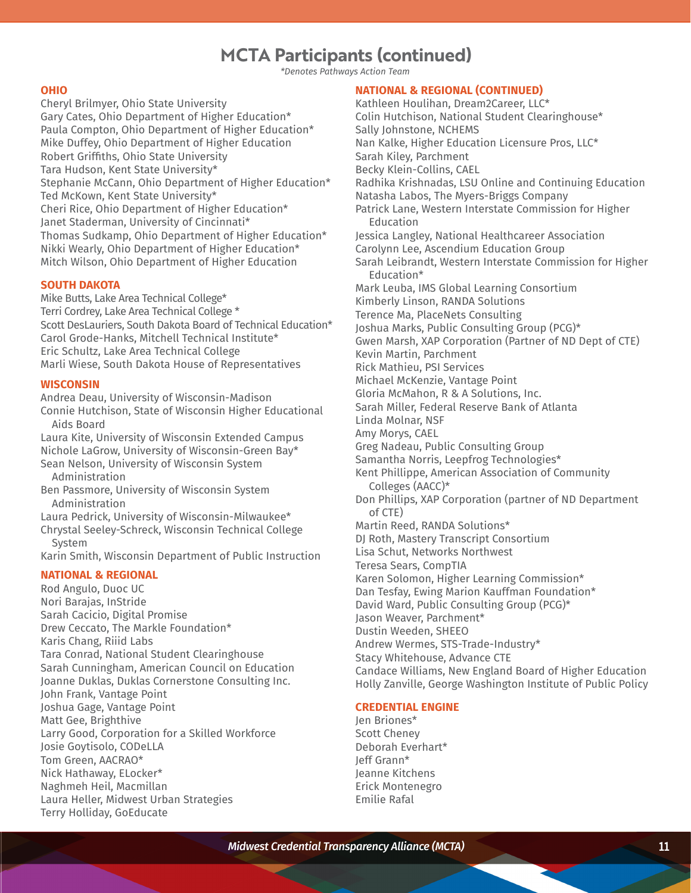# MCTA Participants (continued)

*\*Denotes Pathways Action Team*

### OHIO

Cheryl Brilmyer, Ohio State University
Gary Cates, Ohio Department of Higher Education*
Paula Compton, Ohio Department of Higher Education*
Mike Duffey, Ohio Department of Higher Education
Robert Griffiths, Ohio State University
Tara Hudson, Kent State University*
Stephanie McCann, Ohio Department of Higher Education*
Ted McKown, Kent State University*
Cheri Rice, Ohio Department of Higher Education*
Janet Staderman, University of Cincinnati*
Thomas Sudkamp, Ohio Department of Higher Education*
Nikki Wearly, Ohio Department of Higher Education*
Mitch Wilson, Ohio Department of Higher Education

### SOUTH DAKOTA

Mike Butts, Lake Area Technical College*
Terri Cordrey, Lake Area Technical College *
Scott DesLauriers, South Dakota Board of Technical Education*
Carol Grode-Hanks, Mitchell Technical Institute*
Eric Schultz, Lake Area Technical College
Marli Wiese, South Dakota House of Representatives

### WISCONSIN

Andrea Deau, University of Wisconsin-Madison
Connie Hutchison, State of Wisconsin Higher Educational Aids Board
Laura Kite, University of Wisconsin Extended Campus
Nichole LaGrow, University of Wisconsin-Green Bay*
Sean Nelson, University of Wisconsin System Administration
Ben Passmore, University of Wisconsin System Administration
Laura Pedrick, University of Wisconsin-Milwaukee*
Chrystal Seeley-Schreck, Wisconsin Technical College System
Karin Smith, Wisconsin Department of Public Instruction

### NATIONAL & REGIONAL

Rod Angulo, Duoc UC
Nori Barajas, InStride
Sarah Cacicio, Digital Promise
Drew Ceccato, The Markle Foundation*
Karis Chang, Riiid Labs
Tara Conrad, National Student Clearinghouse
Sarah Cunningham, American Council on Education
Joanne Duklas, Duklas Cornerstone Consulting Inc.
John Frank, Vantage Point
Joshua Gage, Vantage Point
Matt Gee, Brighthive
Larry Good, Corporation for a Skilled Workforce
Josie Goytisolo, CODeLLA
Tom Green, AACRAO*
Nick Hathaway, ELocker*
Naghmeh Heil, Macmillan
Laura Heller, Midwest Urban Strategies
Terry Holliday, GoEducate

### NATIONAL & REGIONAL (CONTINUED)

Kathleen Houlihan, Dream2Career, LLC*
Colin Hutchison, National Student Clearinghouse*
Sally Johnstone, NCHEMS
Nan Kalke, Higher Education Licensure Pros, LLC*
Sarah Kiley, Parchment
Becky Klein-Collins, CAEL
Radhika Krishnadas, LSU Online and Continuing Education
Natasha Labos, The Myers-Briggs Company
Patrick Lane, Western Interstate Commission for Higher Education
Jessica Langley, National Healthcareer Association
Carolynn Lee, Ascendium Education Group
Sarah Leibrandt, Western Interstate Commission for Higher Education*
Mark Leuba, IMS Global Learning Consortium
Kimberly Linson, RANDA Solutions
Terence Ma, PlaceNets Consulting
Joshua Marks, Public Consulting Group (PCG)*
Gwen Marsh, XAP Corporation (Partner of ND Dept of CTE)
Kevin Martin, Parchment
Rick Mathieu, PSI Services
Michael McKenzie, Vantage Point
Gloria McMahon, R & A Solutions, Inc.
Sarah Miller, Federal Reserve Bank of Atlanta
Linda Molnar, NSF
Amy Morys, CAEL
Greg Nadeau, Public Consulting Group
Samantha Norris, Leepfrog Technologies*
Kent Phillippe, American Association of Community Colleges (AACC)*
Don Phillips, XAP Corporation (partner of ND Department of CTE)
Martin Reed, RANDA Solutions*
DJ Roth, Mastery Transcript Consortium
Lisa Schut, Networks Northwest
Teresa Sears, CompTIA
Karen Solomon, Higher Learning Commission*
Dan Tesfay, Ewing Marion Kauffman Foundation*
David Ward, Public Consulting Group (PCG)*
Jason Weaver, Parchment*
Dustin Weeden, SHEEO
Andrew Wermes, STS-Trade-Industry*
Stacy Whitehouse, Advance CTE
Candace Williams, New England Board of Higher Education
Holly Zanville, George Washington Institute of Public Policy

### CREDENTIAL ENGINE

Jen Briones*
Scott Cheney
Deborah Everhart*
Jeff Grann*
Jeanne Kitchens
Erick Montenegro
Emilie Rafal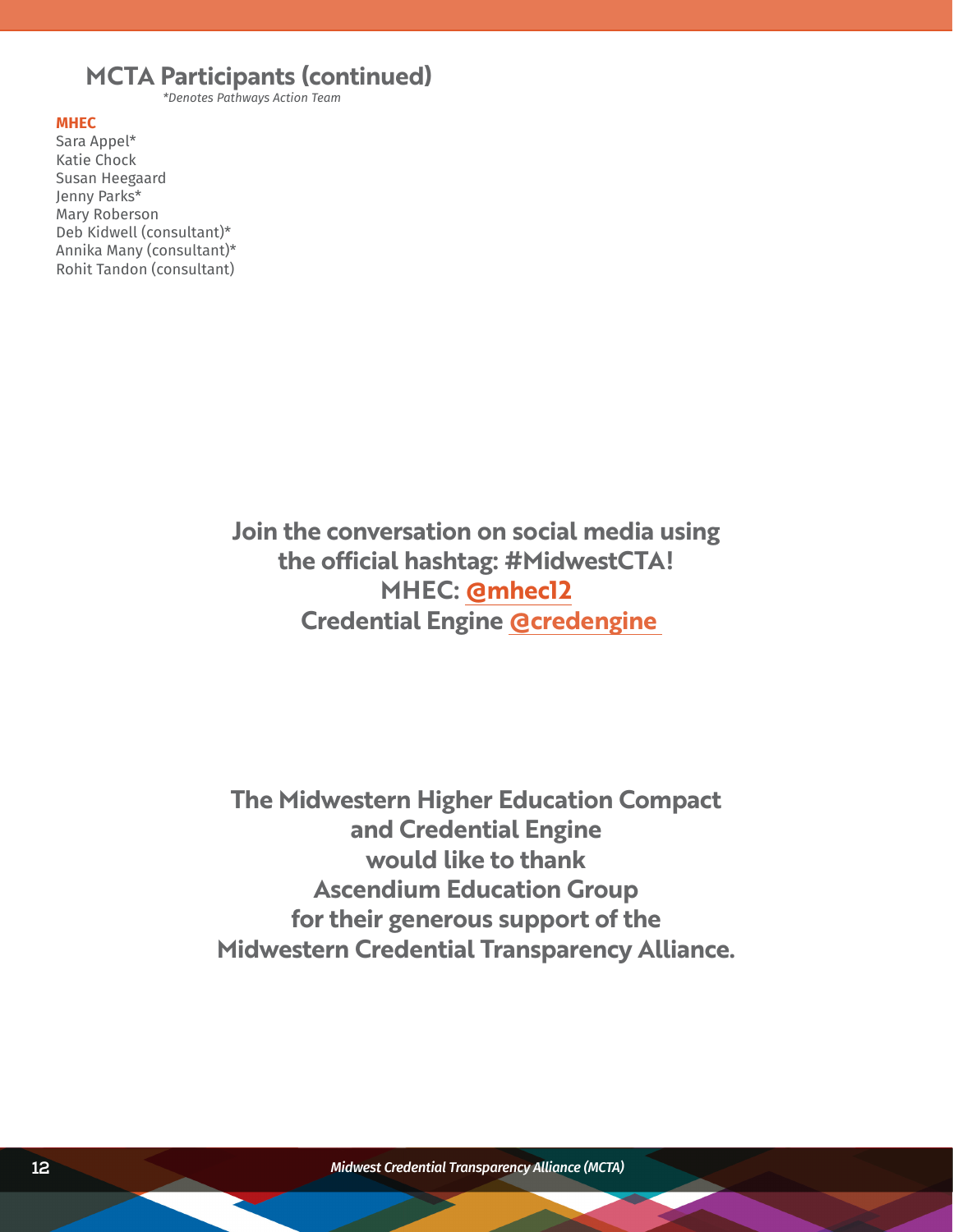## MCTA Participants (continued)

*\*Denotes Pathways Action Team*

**MHEC**

Sara Appel*
Katie Chock
Susan Heegaard
Jenny Parks*
Mary Roberson
Deb Kidwell (consultant)*
Annika Many (consultant)*
Rohit Tandon (consultant)

**Join the conversation on social media using the official hashtag: #MidwestCTA!**
**MHEC: @mhec12**
**Credential Engine @credengine**

**The Midwestern Higher Education Compact and Credential Engine would like to thank Ascendium Education Group for their generous support of the Midwestern Credential Transparency Alliance.**